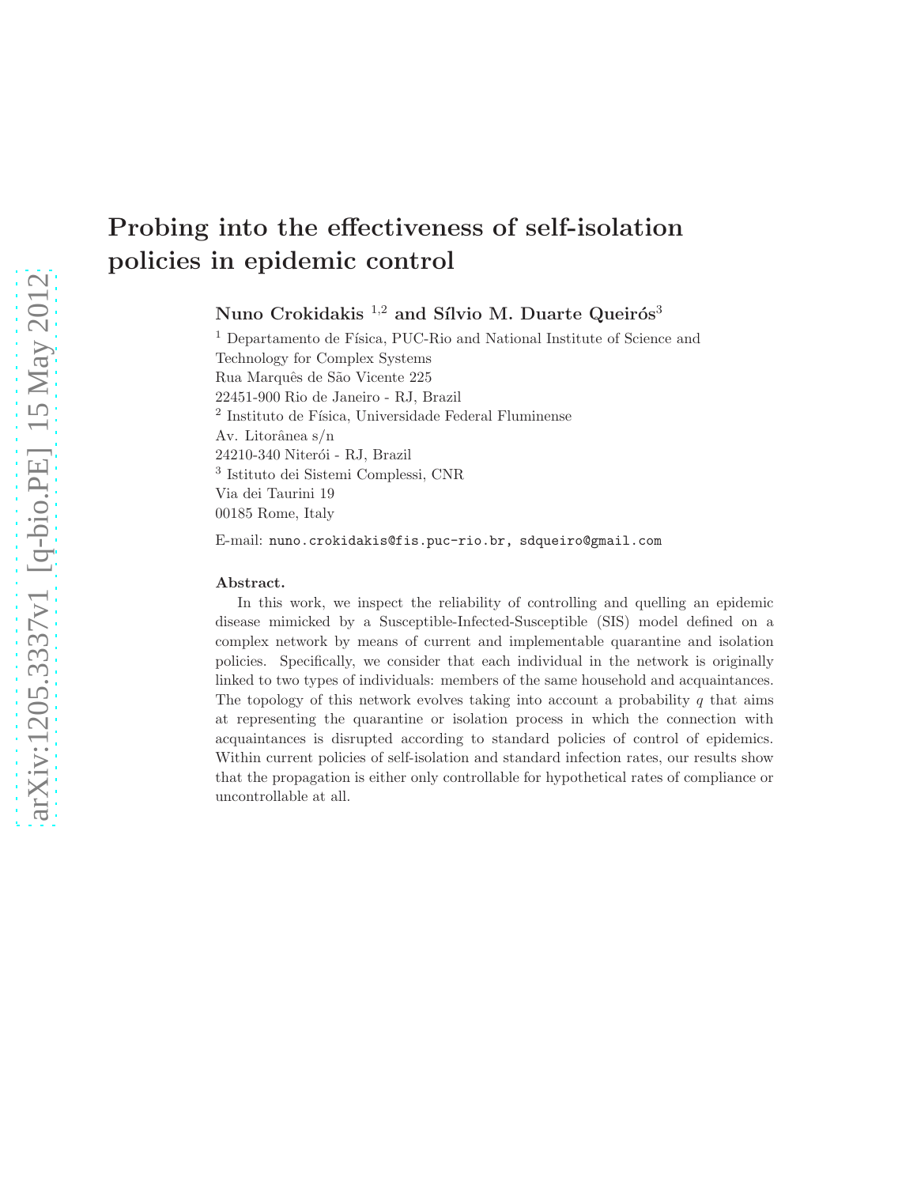# Probing into the effectiveness of self-isolation policies in epidemic control

**Nuno Crokidakis [1,2] and Sílvio M. Duarte Queirós[3]**

[1] Departamento de Física, PUC-Rio and National Institute of Science and Technology for Complex Systems
Rua Marquês de São Vicente 225
22451-900 Rio de Janeiro - RJ, Brazil

[2] Instituto de Física, Universidade Federal Fluminense
Av. Litorânea s/n
24210-340 Niterói - RJ, Brazil

[3] Istituto dei Sistemi Complessi, CNR
Via dei Taurini 19
00185 Rome, Italy

E-mail: `nuno.crokidakis@fis.puc-rio.br, sdqueiro@gmail.com`

**Abstract.**

In this work, we inspect the reliability of controlling and quelling an epidemic disease mimicked by a Susceptible-Infected-Susceptible (SIS) model defined on a complex network by means of current and implementable quarantine and isolation policies. Specifically, we consider that each individual in the network is originally linked to two types of individuals: members of the same household and acquaintances. The topology of this network evolves taking into account a probability $q$ that aims at representing the quarantine or isolation process in which the connection with acquaintances is disrupted according to standard policies of control of epidemics. Within current policies of self-isolation and standard infection rates, our results show that the propagation is either only controllable for hypothetical rates of compliance or uncontrollable at all.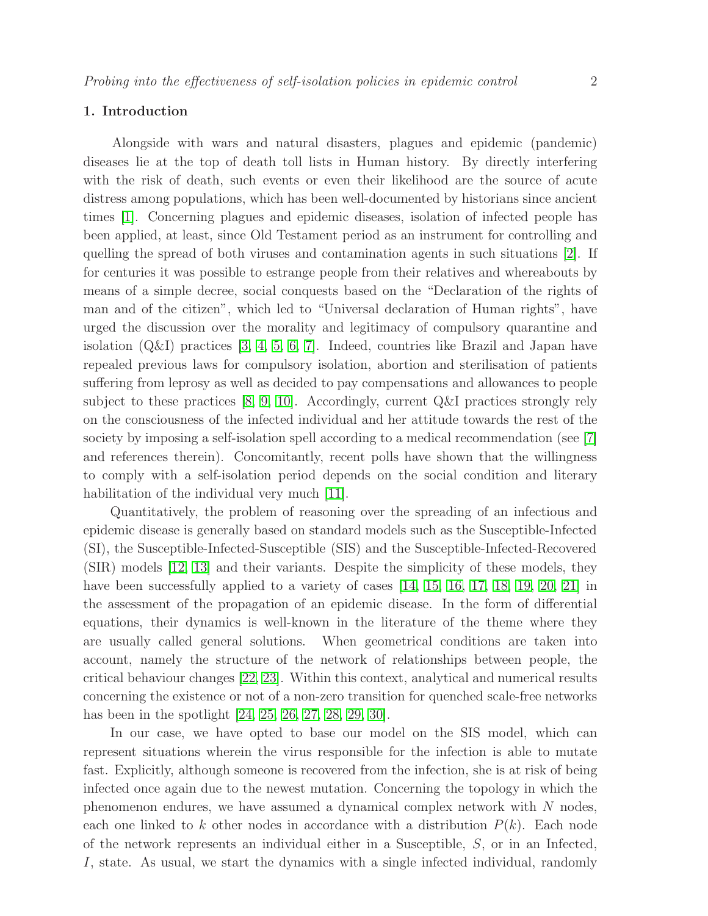## 1. Introduction

Alongside with wars and natural disasters, plagues and epidemic (pandemic) diseases lie at the top of death toll lists in Human history. By directly interfering with the risk of death, such events or even their likelihood are the source of acute distress among populations, which has been well-documented by historians since ancient times [1]. Concerning plagues and epidemic diseases, isolation of infected people has been applied, at least, since Old Testament period as an instrument for controlling and quelling the spread of both viruses and contamination agents in such situations [2]. If for centuries it was possible to estrange people from their relatives and whereabouts by means of a simple decree, social conquests based on the "Declaration of the rights of man and of the citizen", which led to "Universal declaration of Human rights", have urged the discussion over the morality and legitimacy of compulsory quarantine and isolation (Q&I) practices [3, 4, 5, 6, 7]. Indeed, countries like Brazil and Japan have repealed previous laws for compulsory isolation, abortion and sterilisation of patients suffering from leprosy as well as decided to pay compensations and allowances to people subject to these practices [8, 9, 10]. Accordingly, current Q&I practices strongly rely on the consciousness of the infected individual and her attitude towards the rest of the society by imposing a self-isolation spell according to a medical recommendation (see [7] and references therein). Concomitantly, recent polls have shown that the willingness to comply with a self-isolation period depends on the social condition and literary habilitation of the individual very much [11].

Quantitatively, the problem of reasoning over the spreading of an infectious and epidemic disease is generally based on standard models such as the Susceptible-Infected (SI), the Susceptible-Infected-Susceptible (SIS) and the Susceptible-Infected-Recovered (SIR) models [12, 13] and their variants. Despite the simplicity of these models, they have been successfully applied to a variety of cases [14, 15, 16, 17, 18, 19, 20, 21] in the assessment of the propagation of an epidemic disease. In the form of differential equations, their dynamics is well-known in the literature of the theme where they are usually called general solutions. When geometrical conditions are taken into account, namely the structure of the network of relationships between people, the critical behaviour changes [22, 23]. Within this context, analytical and numerical results concerning the existence or not of a non-zero transition for quenched scale-free networks has been in the spotlight [24, 25, 26, 27, 28, 29, 30].

In our case, we have opted to base our model on the SIS model, which can represent situations wherein the virus responsible for the infection is able to mutate fast. Explicitly, although someone is recovered from the infection, she is at risk of being infected once again due to the newest mutation. Concerning the topology in which the phenomenon endures, we have assumed a dynamical complex network with $N$ nodes, each one linked to $k$ other nodes in accordance with a distribution $P(k)$. Each node of the network represents an individual either in a Susceptible, $S$, or in an Infected, $I$, state. As usual, we start the dynamics with a single infected individual, randomly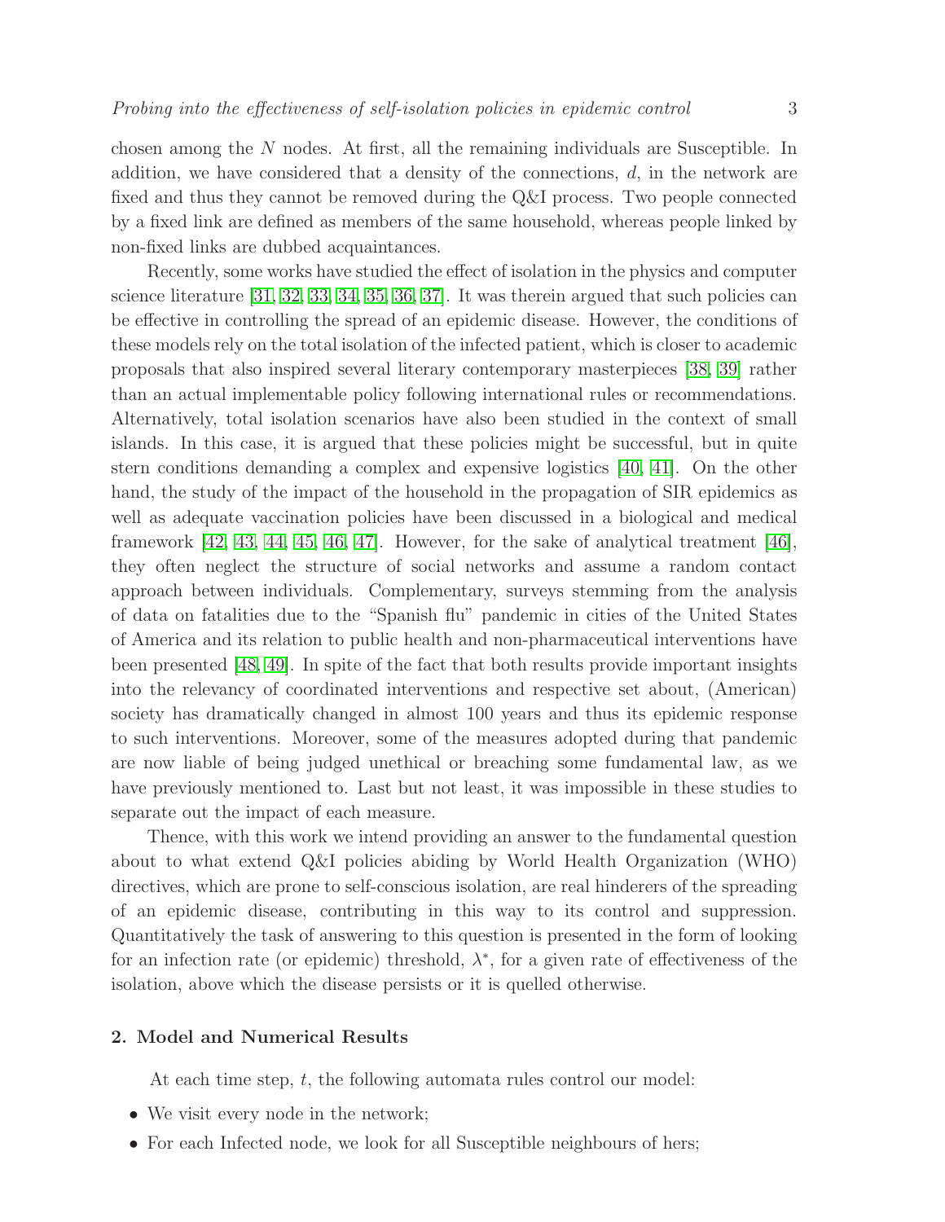chosen among the $N$ nodes. At first, all the remaining individuals are Susceptible. In addition, we have considered that a density of the connections, $d$, in the network are fixed and thus they cannot be removed during the Q&I process. Two people connected by a fixed link are defined as members of the same household, whereas people linked by non-fixed links are dubbed acquaintances.

Recently, some works have studied the effect of isolation in the physics and computer science literature [31, 32, 33, 34, 35, 36, 37]. It was therein argued that such policies can be effective in controlling the spread of an epidemic disease. However, the conditions of these models rely on the total isolation of the infected patient, which is closer to academic proposals that also inspired several literary contemporary masterpieces [38, 39] rather than an actual implementable policy following international rules or recommendations. Alternatively, total isolation scenarios have also been studied in the context of small islands. In this case, it is argued that these policies might be successful, but in quite stern conditions demanding a complex and expensive logistics [40, 41]. On the other hand, the study of the impact of the household in the propagation of SIR epidemics as well as adequate vaccination policies have been discussed in a biological and medical framework [42, 43, 44, 45, 46, 47]. However, for the sake of analytical treatment [46], they often neglect the structure of social networks and assume a random contact approach between individuals. Complementary, surveys stemming from the analysis of data on fatalities due to the "Spanish flu" pandemic in cities of the United States of America and its relation to public health and non-pharmaceutical interventions have been presented [48, 49]. In spite of the fact that both results provide important insights into the relevancy of coordinated interventions and respective set about, (American) society has dramatically changed in almost 100 years and thus its epidemic response to such interventions. Moreover, some of the measures adopted during that pandemic are now liable of being judged unethical or breaching some fundamental law, as we have previously mentioned to. Last but not least, it was impossible in these studies to separate out the impact of each measure.

Thence, with this work we intend providing an answer to the fundamental question about to what extend Q&I policies abiding by World Health Organization (WHO) directives, which are prone to self-conscious isolation, are real hinderers of the spreading of an epidemic disease, contributing in this way to its control and suppression. Quantitatively the task of answering to this question is presented in the form of looking for an infection rate (or epidemic) threshold, $\lambda^{*}$, for a given rate of effectiveness of the isolation, above which the disease persists or it is quelled otherwise.

## 2. Model and Numerical Results

At each time step, $t$, the following automata rules control our model:

- We visit every node in the network;
- For each Infected node, we look for all Susceptible neighbours of hers;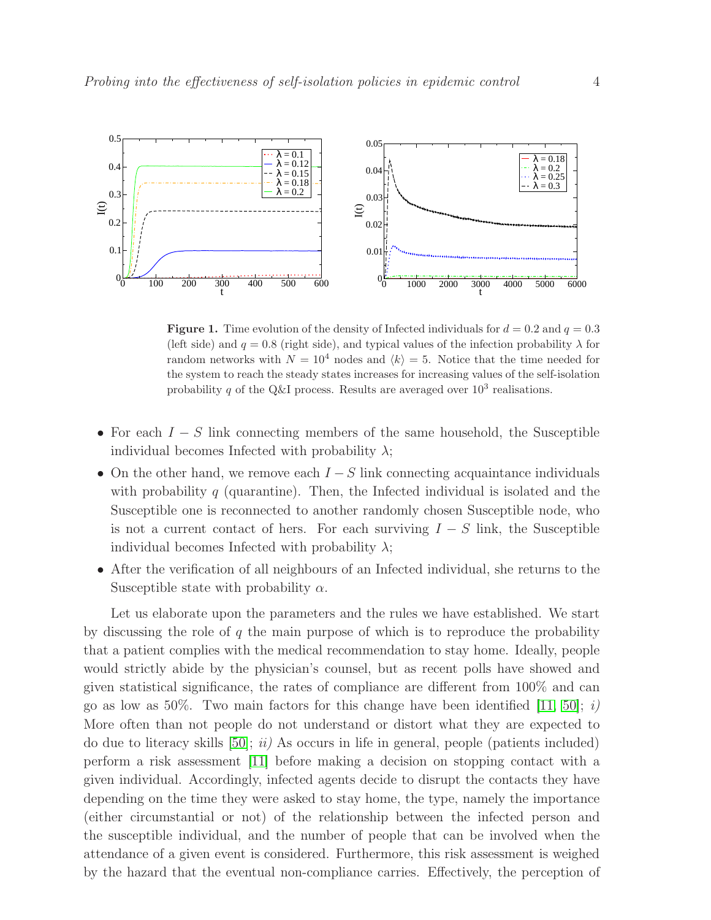**Figure 1.** Time evolution of the density of Infected individuals for $d = 0.2$ and $q = 0.3$ (left side) and $q = 0.8$ (right side), and typical values of the infection probability $\lambda$ for random networks with $N = 10^4$ nodes and $\langle k \rangle = 5$. Notice that the time needed for the system to reach the steady states increases for increasing values of the self-isolation probability $q$ of the Q&I process. Results are averaged over $10^3$ realisations.

- For each $I - S$ link connecting members of the same household, the Susceptible individual becomes Infected with probability $\lambda$;
- On the other hand, we remove each $I - S$ link connecting acquaintance individuals with probability $q$ (quarantine). Then, the Infected individual is isolated and the Susceptible one is reconnected to another randomly chosen Susceptible node, who is not a current contact of hers. For each surviving $I - S$ link, the Susceptible individual becomes Infected with probability $\lambda$;
- After the verification of all neighbours of an Infected individual, she returns to the Susceptible state with probability $\alpha$.

Let us elaborate upon the parameters and the rules we have established. We start by discussing the role of $q$ the main purpose of which is to reproduce the probability that a patient complies with the medical recommendation to stay home. Ideally, people would strictly abide by the physician's counsel, but as recent polls have showed and given statistical significance, the rates of compliance are different from 100% and can go as low as 50%. Two main factors for this change have been identified [11, 50]; *i)* More often than not people do not understand or distort what they are expected to do due to literacy skills [50]; *ii)* As occurs in life in general, people (patients included) perform a risk assessment [11] before making a decision on stopping contact with a given individual. Accordingly, infected agents decide to disrupt the contacts they have depending on the time they were asked to stay home, the type, namely the importance (either circumstantial or not) of the relationship between the infected person and the susceptible individual, and the number of people that can be involved when the attendance of a given event is considered. Furthermore, this risk assessment is weighed by the hazard that the eventual non-compliance carries. Effectively, the perception of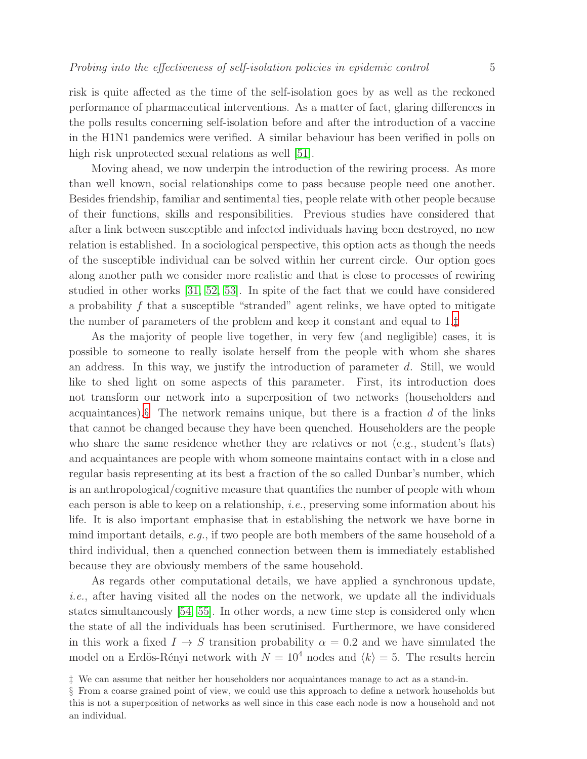risk is quite affected as the time of the self-isolation goes by as well as the reckoned performance of pharmaceutical interventions. As a matter of fact, glaring differences in the polls results concerning self-isolation before and after the introduction of a vaccine in the H1N1 pandemics were verified. A similar behaviour has been verified in polls on high risk unprotected sexual relations as well [51].

Moving ahead, we now underpin the introduction of the rewiring process. As more than well known, social relationships come to pass because people need one another. Besides friendship, familiar and sentimental ties, people relate with other people because of their functions, skills and responsibilities. Previous studies have considered that after a link between susceptible and infected individuals having been destroyed, no new relation is established. In a sociological perspective, this option acts as though the needs of the susceptible individual can be solved within her current circle. Our option goes along another path we consider more realistic and that is close to processes of rewiring studied in other works [31, 52, 53]. In spite of the fact that we could have considered a probability $f$ that a susceptible "stranded" agent relinks, we have opted to mitigate the number of parameters of the problem and keep it constant and equal to 1.‡

As the majority of people live together, in very few (and negligible) cases, it is possible to someone to really isolate herself from the people with whom she shares an address. In this way, we justify the introduction of parameter $d$. Still, we would like to shed light on some aspects of this parameter. First, its introduction does not transform our network into a superposition of two networks (householders and acquaintances).§ The network remains unique, but there is a fraction $d$ of the links that cannot be changed because they have been quenched. Householders are the people who share the same residence whether they are relatives or not (e.g., student's flats) and acquaintances are people with whom someone maintains contact with in a close and regular basis representing at its best a fraction of the so called Dunbar's number, which is an anthropological/cognitive measure that quantifies the number of people with whom each person is able to keep on a relationship, *i.e.*, preserving some information about his life. It is also important emphasise that in establishing the network we have borne in mind important details, *e.g.*, if two people are both members of the same household of a third individual, then a quenched connection between them is immediately established because they are obviously members of the same household.

As regards other computational details, we have applied a synchronous update, *i.e.*, after having visited all the nodes on the network, we update all the individuals states simultaneously [54, 55]. In other words, a new time step is considered only when the state of all the individuals has been scrutinised. Furthermore, we have considered in this work a fixed $I \to S$ transition probability $\alpha = 0.2$ and we have simulated the model on a Erdös-Rényi network with $N = 10^4$ nodes and $\langle k \rangle = 5$. The results herein

‡ We can assume that neither her householders nor acquaintances manage to act as a stand-in.

§ From a coarse grained point of view, we could use this approach to define a network households but this is not a superposition of networks as well since in this case each node is now a household and not an individual.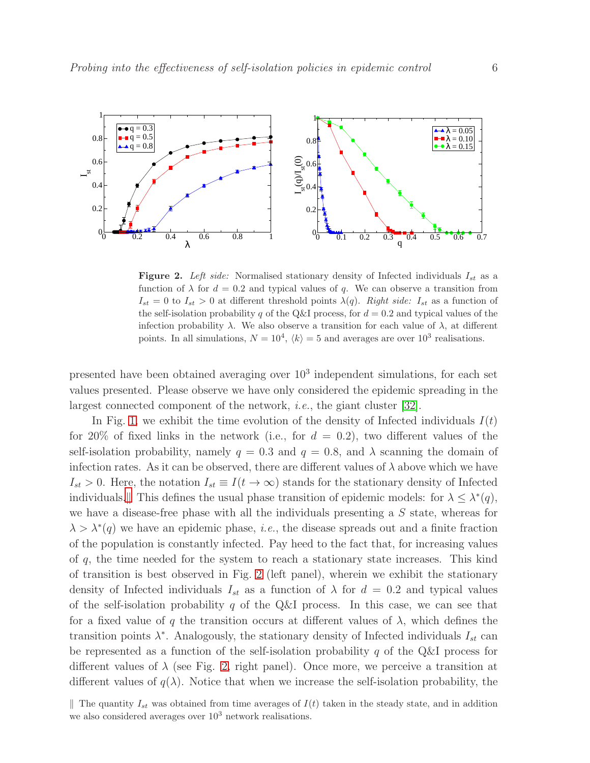**Figure 2.** *Left side:* Normalised stationary density of Infected individuals $I_{st}$ as a function of $\lambda$ for $d = 0.2$ and typical values of $q$. We can observe a transition from $I_{st} = 0$ to $I_{st} > 0$ at different threshold points $\lambda(q)$. *Right side:* $I_{st}$ as a function of the self-isolation probability $q$ of the Q&I process, for $d = 0.2$ and typical values of the infection probability $\lambda$. We also observe a transition for each value of $\lambda$, at different points. In all simulations, $N = 10^4$, $\langle k \rangle = 5$ and averages are over $10^3$ realisations.

presented have been obtained averaging over $10^3$ independent simulations, for each set values presented. Please observe we have only considered the epidemic spreading in the largest connected component of the network, *i.e.*, the giant cluster [32].

In Fig. 1, we exhibit the time evolution of the density of Infected individuals $I(t)$ for 20% of fixed links in the network (i.e., for $d = 0.2$), two different values of the self-isolation probability, namely $q = 0.3$ and $q = 0.8$, and $\lambda$ scanning the domain of infection rates. As it can be observed, there are different values of $\lambda$ above which we have $I_{st} > 0$. Here, the notation $I_{st} \equiv I(t \to \infty)$ stands for the stationary density of Infected individuals.‖ This defines the usual phase transition of epidemic models: for $\lambda \leq \lambda^*(q)$, we have a disease-free phase with all the individuals presenting a $S$ state, whereas for $\lambda > \lambda^*(q)$ we have an epidemic phase, *i.e.*, the disease spreads out and a finite fraction of the population is constantly infected. Pay heed to the fact that, for increasing values of $q$, the time needed for the system to reach a stationary state increases. This kind of transition is best observed in Fig. 2 (left panel), wherein we exhibit the stationary density of Infected individuals $I_{st}$ as a function of $\lambda$ for $d = 0.2$ and typical values of the self-isolation probability $q$ of the Q&I process. In this case, we can see that for a fixed value of $q$ the transition occurs at different values of $\lambda$, which defines the transition points $\lambda^*$. Analogously, the stationary density of Infected individuals $I_{st}$ can be represented as a function of the self-isolation probability $q$ of the Q&I process for different values of $\lambda$ (see Fig. 2, right panel). Once more, we perceive a transition at different values of $q(\lambda)$. Notice that when we increase the self-isolation probability, the

‖ The quantity $I_{st}$ was obtained from time averages of $I(t)$ taken in the steady state, and in addition we also considered averages over $10^3$ network realisations.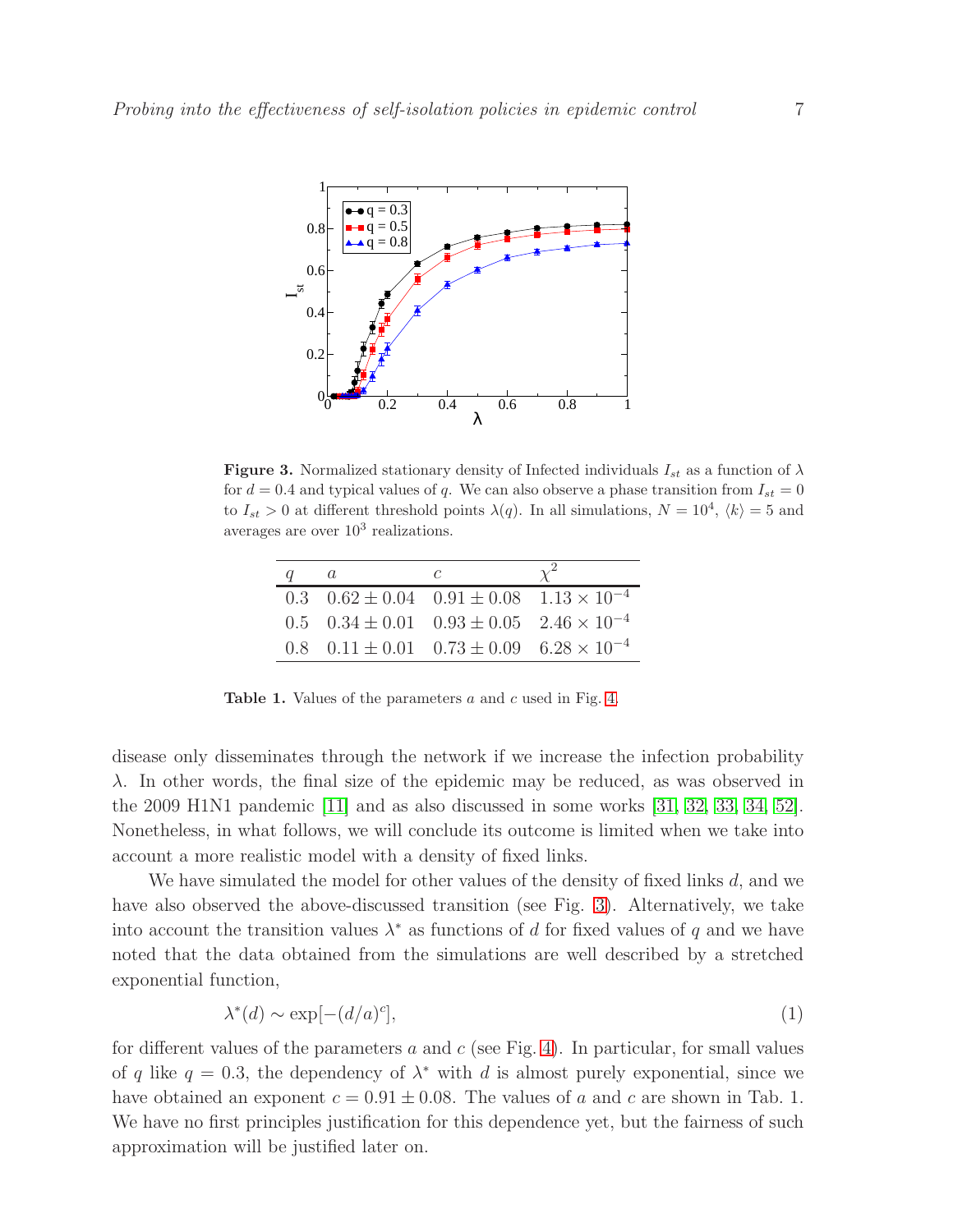**Figure 3.** Normalized stationary density of Infected individuals $I_{st}$ as a function of $\lambda$ for $d = 0.4$ and typical values of $q$. We can also observe a phase transition from $I_{st} = 0$ to $I_{st} > 0$ at different threshold points $\lambda(q)$. In all simulations, $N = 10^4$, $\langle k \rangle = 5$ and averages are over $10^3$ realizations.

| $q$ | $a$ | $c$ | $\chi^2$ |
|---|---|---|---|
| 0.3 | $0.62 \pm 0.04$ | $0.91 \pm 0.08$ | $1.13 \times 10^{-4}$ |
| 0.5 | $0.34 \pm 0.01$ | $0.93 \pm 0.05$ | $2.46 \times 10^{-4}$ |
| 0.8 | $0.11 \pm 0.01$ | $0.73 \pm 0.09$ | $6.28 \times 10^{-4}$ |

**Table 1.** Values of the parameters $a$ and $c$ used in Fig. 4.

disease only disseminates through the network if we increase the infection probability $\lambda$. In other words, the final size of the epidemic may be reduced, as was observed in the 2009 H1N1 pandemic [11] and as also discussed in some works [31, 32, 33, 34, 52]. Nonetheless, in what follows, we will conclude its outcome is limited when we take into account a more realistic model with a density of fixed links.

We have simulated the model for other values of the density of fixed links $d$, and we have also observed the above-discussed transition (see Fig. 3). Alternatively, we take into account the transition values $\lambda^*$ as functions of $d$ for fixed values of $q$ and we have noted that the data obtained from the simulations are well described by a stretched exponential function,

$$\lambda^*(d) \sim \exp[-(d/a)^c], \tag{1}$$

for different values of the parameters $a$ and $c$ (see Fig. 4). In particular, for small values of $q$ like $q = 0.3$, the dependency of $\lambda^*$ with $d$ is almost purely exponential, since we have obtained an exponent $c = 0.91 \pm 0.08$. The values of $a$ and $c$ are shown in Tab. 1. We have no first principles justification for this dependence yet, but the fairness of such approximation will be justified later on.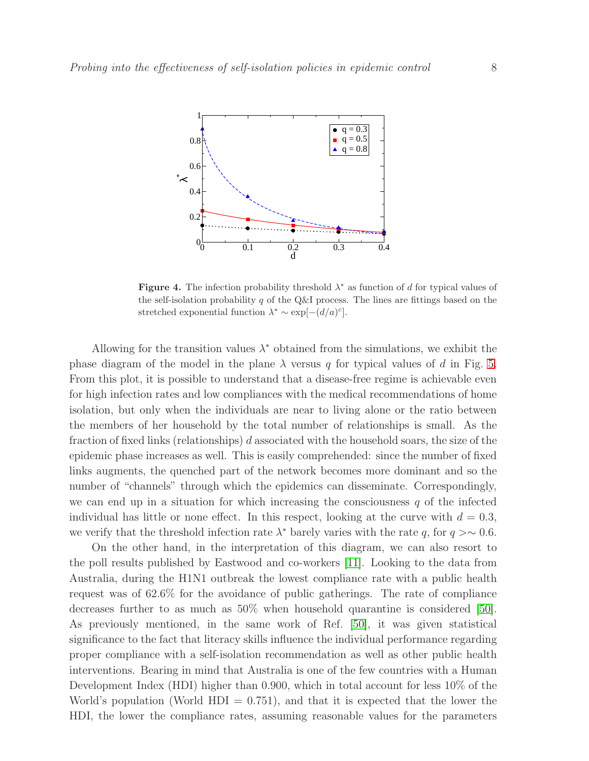**Figure 4.** The infection probability threshold $\lambda^*$ as function of $d$ for typical values of the self-isolation probability $q$ of the Q&I process. The lines are fittings based on the stretched exponential function $\lambda^* \sim \exp[-(d/a)^c]$.

Allowing for the transition values $\lambda^*$ obtained from the simulations, we exhibit the phase diagram of the model in the plane $\lambda$ versus $q$ for typical values of $d$ in Fig. 5. From this plot, it is possible to understand that a disease-free regime is achievable even for high infection rates and low compliances with the medical recommendations of home isolation, but only when the individuals are near to living alone or the ratio between the members of her household by the total number of relationships is small. As the fraction of fixed links (relationships) $d$ associated with the household soars, the size of the epidemic phase increases as well. This is easily comprehended: since the number of fixed links augments, the quenched part of the network becomes more dominant and so the number of "channels" through which the epidemics can disseminate. Correspondingly, we can end up in a situation for which increasing the consciousness $q$ of the infected individual has little or none effect. In this respect, looking at the curve with $d = 0.3$, we verify that the threshold infection rate $\lambda^*$ barely varies with the rate $q$, for $q >\sim 0.6$.

On the other hand, in the interpretation of this diagram, we can also resort to the poll results published by Eastwood and co-workers [11]. Looking to the data from Australia, during the H1N1 outbreak the lowest compliance rate with a public health request was of 62.6% for the avoidance of public gatherings. The rate of compliance decreases further to as much as 50% when household quarantine is considered [50]. As previously mentioned, in the same work of Ref. [50], it was given statistical significance to the fact that literacy skills influence the individual performance regarding proper compliance with a self-isolation recommendation as well as other public health interventions. Bearing in mind that Australia is one of the few countries with a Human Development Index (HDI) higher than 0.900, which in total account for less 10% of the World's population (World HDI = 0.751), and that it is expected that the lower the HDI, the lower the compliance rates, assuming reasonable values for the parameters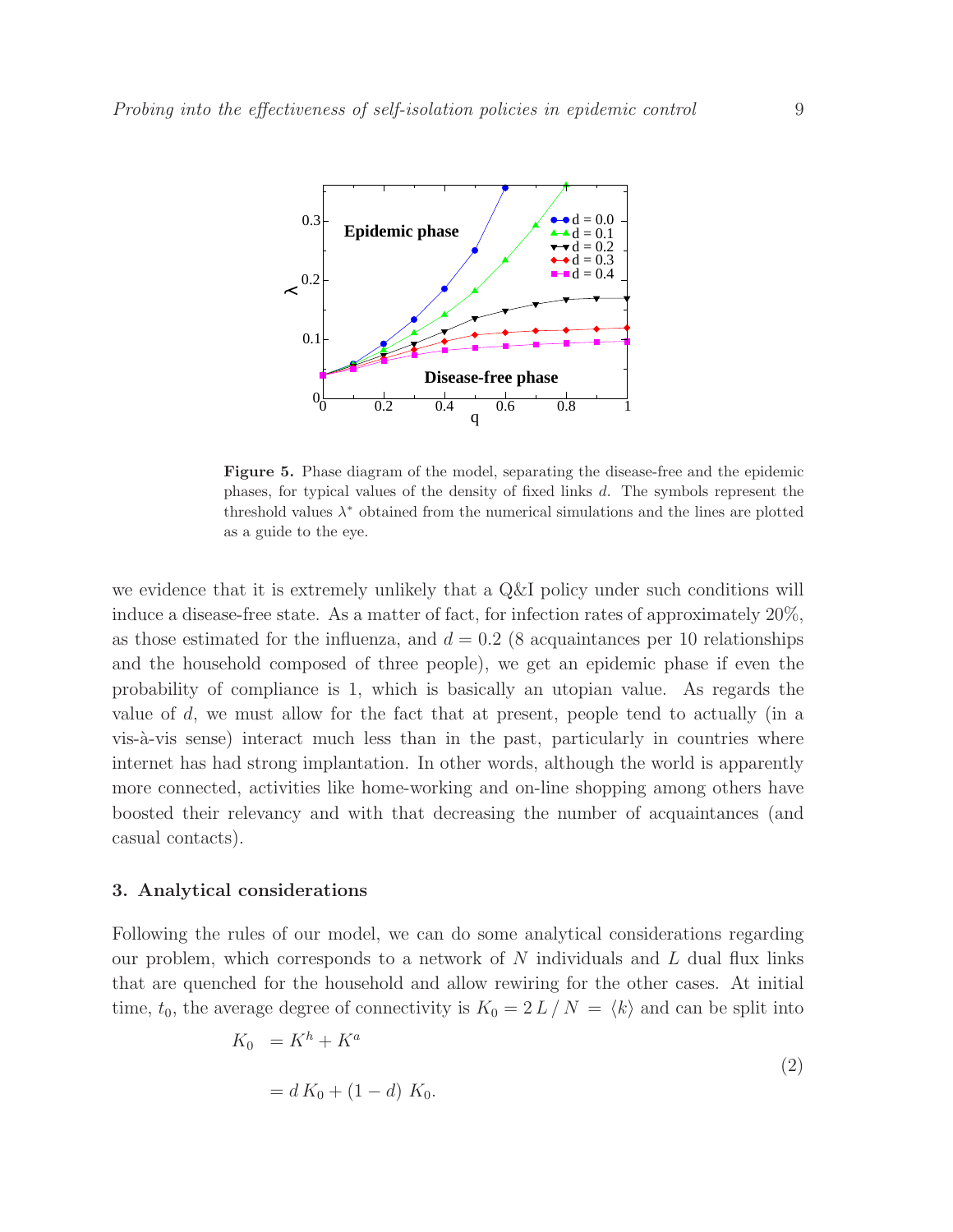**Figure 5.** Phase diagram of the model, separating the disease-free and the epidemic phases, for typical values of the density of fixed links $d$. The symbols represent the threshold values $\lambda^*$ obtained from the numerical simulations and the lines are plotted as a guide to the eye.

we evidence that it is extremely unlikely that a Q&I policy under such conditions will induce a disease-free state. As a matter of fact, for infection rates of approximately 20%, as those estimated for the influenza, and $d = 0.2$ (8 acquaintances per 10 relationships and the household composed of three people), we get an epidemic phase if even the probability of compliance is 1, which is basically an utopian value. As regards the value of $d$, we must allow for the fact that at present, people tend to actually (in a vis-à-vis sense) interact much less than in the past, particularly in countries where internet has had strong implantation. In other words, although the world is apparently more connected, activities like home-working and on-line shopping among others have boosted their relevancy and with that decreasing the number of acquaintances (and casual contacts).

## 3. Analytical considerations

Following the rules of our model, we can do some analytical considerations regarding our problem, which corresponds to a network of $N$ individuals and $L$ dual flux links that are quenched for the household and allow rewiring for the other cases. At initial time, $t_0$, the average degree of connectivity is $K_0 = 2\,L\,/\,N = \langle k \rangle$ and can be split into

$$
\begin{aligned}
K_0 &= K^h + K^a \\
&= d\,K_0 + (1-d)\;K_0.
\end{aligned}
\tag{2}
$$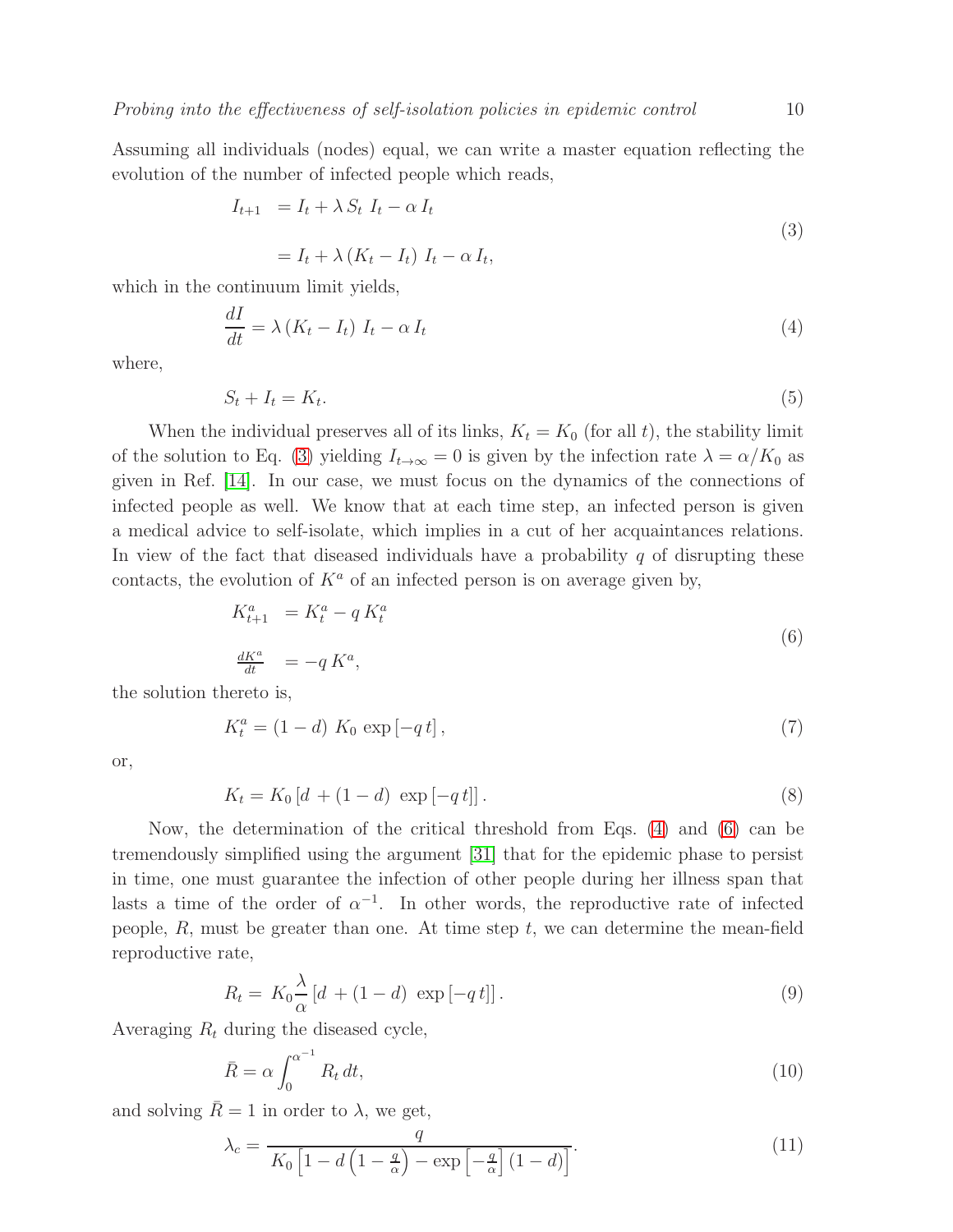Assuming all individuals (nodes) equal, we can write a master equation reflecting the evolution of the number of infected people which reads,

$$
\begin{aligned}
I_{t+1} &= I_t + \lambda \, S_t \; I_t - \alpha \, I_t \\
&= I_t + \lambda \, (K_t - I_t) \; I_t - \alpha \, I_t,
\end{aligned}
\tag{3}
$$

which in the continuum limit yields,

$$
\frac{dI}{dt} = \lambda \, (K_t - I_t) \; I_t - \alpha \, I_t \tag{4}
$$

where,

$$
S_t + I_t = K_t. \tag{5}
$$

When the individual preserves all of its links, $K_t = K_0$ (for all $t$), the stability limit of the solution to Eq. (3) yielding $I_{t\to\infty} = 0$ is given by the infection rate $\lambda = \alpha / K_0$ as given in Ref. [14]. In our case, we must focus on the dynamics of the connections of infected people as well. We know that at each time step, an infected person is given a medical advice to self-isolate, which implies in a cut of her acquaintances relations. In view of the fact that diseased individuals have a probability $q$ of disrupting these contacts, the evolution of $K^a$ of an infected person is on average given by,

$$
\begin{aligned}
K^a_{t+1} &= K^a_t - q \, K^a_t \\
\tfrac{dK^a}{dt} &= -q \, K^a,
\end{aligned}
\tag{6}
$$

the solution thereto is,

$$
K^a_t = (1 - d) \; K_0 \, \exp\left[-q \, t\right], \tag{7}
$$

or,

$$
K_t = K_0 \left[d \, + (1 - d) \; \exp\left[-q \, t\right]\right]. \tag{8}
$$

Now, the determination of the critical threshold from Eqs. (4) and (6) can be tremendously simplified using the argument [31] that for the epidemic phase to persist in time, one must guarantee the infection of other people during her illness span that lasts a time of the order of $\alpha^{-1}$. In other words, the reproductive rate of infected people, $R$, must be greater than one. At time step $t$, we can determine the mean-field reproductive rate,

$$
R_t = \; K_0 \frac{\lambda}{\alpha} \left[d \, + (1 - d) \; \exp\left[-q \, t\right]\right]. \tag{9}
$$

Averaging $R_t$ during the diseased cycle,

$$
\bar{R} = \alpha \int_0^{\alpha^{-1}} R_t \, dt, \tag{10}
$$

and solving $\bar{R} = 1$ in order to $\lambda$, we get,

$$
\lambda_c = \frac{q}{K_0 \left[1 - d\left(1 - \frac{q}{\alpha}\right) - \exp\left[-\frac{q}{\alpha}\right](1 - d)\right]}. \tag{11}
$$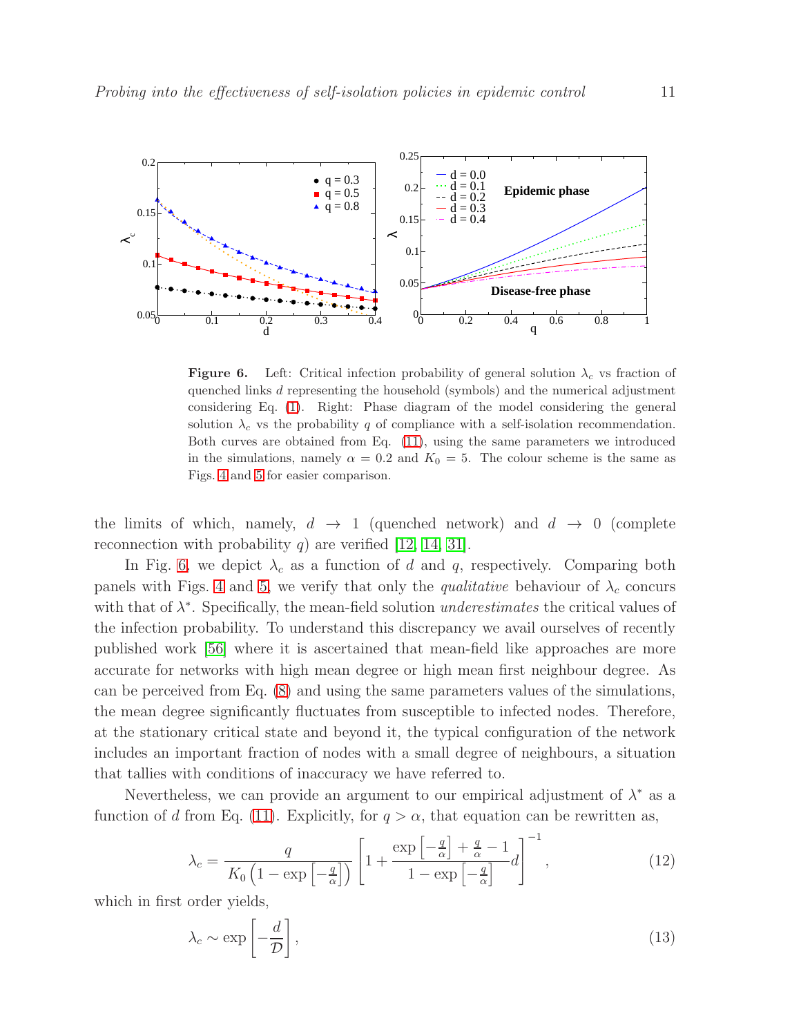**Figure 6.** Left: Critical infection probability of general solution $\lambda_c$ vs fraction of quenched links $d$ representing the household (symbols) and the numerical adjustment considering Eq. (1). Right: Phase diagram of the model considering the general solution $\lambda_c$ vs the probability $q$ of compliance with a self-isolation recommendation. Both curves are obtained from Eq. (11), using the same parameters we introduced in the simulations, namely $\alpha = 0.2$ and $K_0 = 5$. The colour scheme is the same as Figs. 4 and 5 for easier comparison.

the limits of which, namely, $d \to 1$ (quenched network) and $d \to 0$ (complete reconnection with probability $q$) are verified [12, 14, 31].

In Fig. 6, we depict $\lambda_c$ as a function of $d$ and $q$, respectively. Comparing both panels with Figs. 4 and 5, we verify that only the *qualitative* behaviour of $\lambda_c$ concurs with that of $\lambda^*$. Specifically, the mean-field solution *underestimates* the critical values of the infection probability. To understand this discrepancy we avail ourselves of recently published work [56] where it is ascertained that mean-field like approaches are more accurate for networks with high mean degree or high mean first neighbour degree. As can be perceived from Eq. (8) and using the same parameters values of the simulations, the mean degree significantly fluctuates from susceptible to infected nodes. Therefore, at the stationary critical state and beyond it, the typical configuration of the network includes an important fraction of nodes with a small degree of neighbours, a situation that tallies with conditions of inaccuracy we have referred to.

Nevertheless, we can provide an argument to our empirical adjustment of $\lambda^*$ as a function of $d$ from Eq. (11). Explicitly, for $q > \alpha$, that equation can be rewritten as,

$$\lambda_c = \frac{q}{K_0 \left(1 - \exp\left[-\frac{q}{\alpha}\right]\right)} \left[1 + \frac{\exp\left[-\frac{q}{\alpha}\right] + \frac{q}{\alpha} - 1}{1 - \exp\left[-\frac{q}{\alpha}\right]} d\right]^{-1}, \tag{12}$$

which in first order yields,

$$\lambda_c \sim \exp\left[-\frac{d}{\mathcal{D}}\right], \tag{13}$$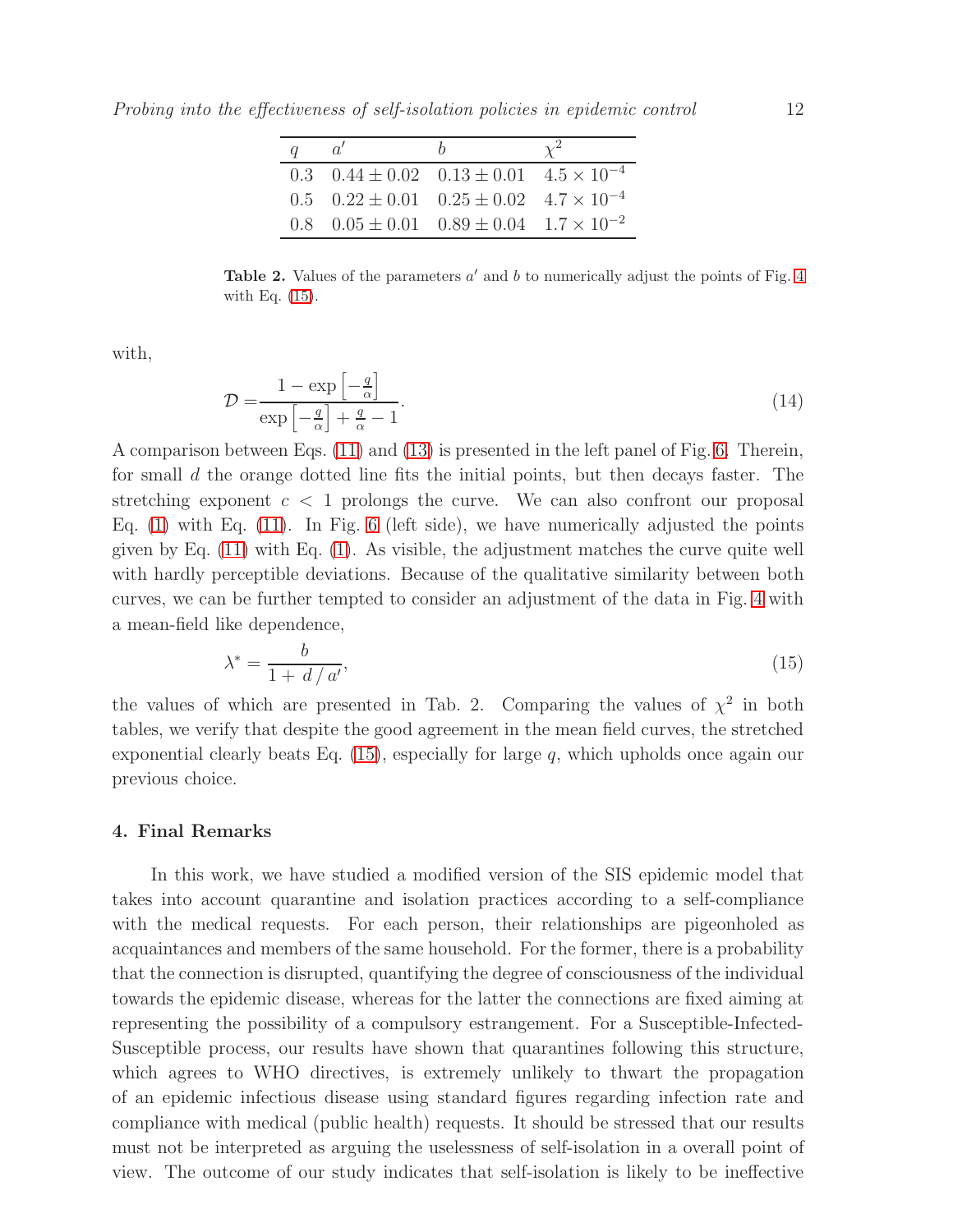| $q$ | $a'$ | $b$ | $\chi^2$ |
|---|---|---|---|
| 0.3 | $0.44 \pm 0.02$ | $0.13 \pm 0.01$ | $4.5 \times 10^{-4}$ |
| 0.5 | $0.22 \pm 0.01$ | $0.25 \pm 0.02$ | $4.7 \times 10^{-4}$ |
| 0.8 | $0.05 \pm 0.01$ | $0.89 \pm 0.04$ | $1.7 \times 10^{-2}$ |

**Table 2.** Values of the parameters $a'$ and $b$ to numerically adjust the points of Fig. 4 with Eq. (15).

with,

$$\mathcal{D} = \frac{1 - \exp\left[-\frac{q}{\alpha}\right]}{\exp\left[-\frac{q}{\alpha}\right] + \frac{q}{\alpha} - 1}. \tag{14}$$

A comparison between Eqs. (11) and (13) is presented in the left panel of Fig. 6. Therein, for small $d$ the orange dotted line fits the initial points, but then decays faster. The stretching exponent $c < 1$ prolongs the curve. We can also confront our proposal Eq. (1) with Eq. (11). In Fig. 6 (left side), we have numerically adjusted the points given by Eq. (11) with Eq. (1). As visible, the adjustment matches the curve quite well with hardly perceptible deviations. Because of the qualitative similarity between both curves, we can be further tempted to consider an adjustment of the data in Fig. 4 with a mean-field like dependence,

$$\lambda^* = \frac{b}{1 + d\,/\,a'}, \tag{15}$$

the values of which are presented in Tab. 2. Comparing the values of $\chi^2$ in both tables, we verify that despite the good agreement in the mean field curves, the stretched exponential clearly beats Eq. (15), especially for large $q$, which upholds once again our previous choice.

## 4. Final Remarks

In this work, we have studied a modified version of the SIS epidemic model that takes into account quarantine and isolation practices according to a self-compliance with the medical requests. For each person, their relationships are pigeonholed as acquaintances and members of the same household. For the former, there is a probability that the connection is disrupted, quantifying the degree of consciousness of the individual towards the epidemic disease, whereas for the latter the connections are fixed aiming at representing the possibility of a compulsory estrangement. For a Susceptible-Infected-Susceptible process, our results have shown that quarantines following this structure, which agrees to WHO directives, is extremely unlikely to thwart the propagation of an epidemic infectious disease using standard figures regarding infection rate and compliance with medical (public health) requests. It should be stressed that our results must not be interpreted as arguing the uselessness of self-isolation in a overall point of view. The outcome of our study indicates that self-isolation is likely to be ineffective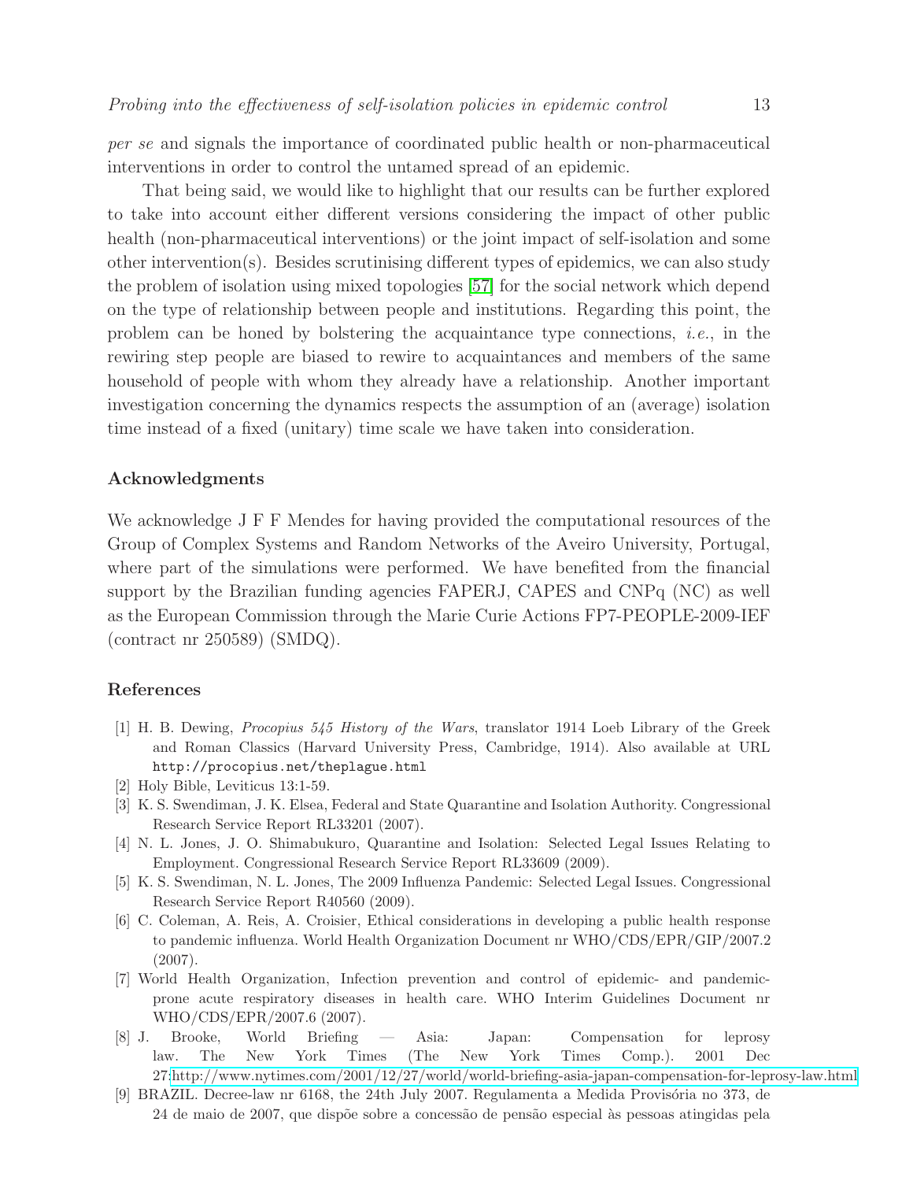*per se* and signals the importance of coordinated public health or non-pharmaceutical interventions in order to control the untamed spread of an epidemic.

That being said, we would like to highlight that our results can be further explored to take into account either different versions considering the impact of other public health (non-pharmaceutical interventions) or the joint impact of self-isolation and some other intervention(s). Besides scrutinising different types of epidemics, we can also study the problem of isolation using mixed topologies [57] for the social network which depend on the type of relationship between people and institutions. Regarding this point, the problem can be honed by bolstering the acquaintance type connections, *i.e.*, in the rewiring step people are biased to rewire to acquaintances and members of the same household of people with whom they already have a relationship. Another important investigation concerning the dynamics respects the assumption of an (average) isolation time instead of a fixed (unitary) time scale we have taken into consideration.

## Acknowledgments

We acknowledge J F F Mendes for having provided the computational resources of the Group of Complex Systems and Random Networks of the Aveiro University, Portugal, where part of the simulations were performed. We have benefited from the financial support by the Brazilian funding agencies FAPERJ, CAPES and CNPq (NC) as well as the European Commission through the Marie Curie Actions FP7-PEOPLE-2009-IEF (contract nr 250589) (SMDQ).

## References

[1] H. B. Dewing, *Procopius 545 History of the Wars*, translator 1914 Loeb Library of the Greek and Roman Classics (Harvard University Press, Cambridge, 1914). Also available at URL http://procopius.net/theplague.html

[2] Holy Bible, Leviticus 13:1-59.

[3] K. S. Swendiman, J. K. Elsea, Federal and State Quarantine and Isolation Authority. Congressional Research Service Report RL33201 (2007).

[4] N. L. Jones, J. O. Shimabukuro, Quarantine and Isolation: Selected Legal Issues Relating to Employment. Congressional Research Service Report RL33609 (2009).

[5] K. S. Swendiman, N. L. Jones, The 2009 Influenza Pandemic: Selected Legal Issues. Congressional Research Service Report R40560 (2009).

[6] C. Coleman, A. Reis, A. Croisier, Ethical considerations in developing a public health response to pandemic influenza. World Health Organization Document nr WHO/CDS/EPR/GIP/2007.2 (2007).

[7] World Health Organization, Infection prevention and control of epidemic- and pandemic-prone acute respiratory diseases in health care. WHO Interim Guidelines Document nr WHO/CDS/EPR/2007.6 (2007).

[8] J. Brooke, World Briefing — Asia: Japan: Compensation for leprosy law. The New York Times (The New York Times Comp.). 2001 Dec 27:http://www.nytimes.com/2001/12/27/world/world-briefing-asia-japan-compensation-for-leprosy-law.html

[9] BRAZIL. Decree-law nr 6168, the 24th July 2007. Regulamenta a Medida Provisória no 373, de 24 de maio de 2007, que dispõe sobre a concessão de pensão especial às pessoas atingidas pela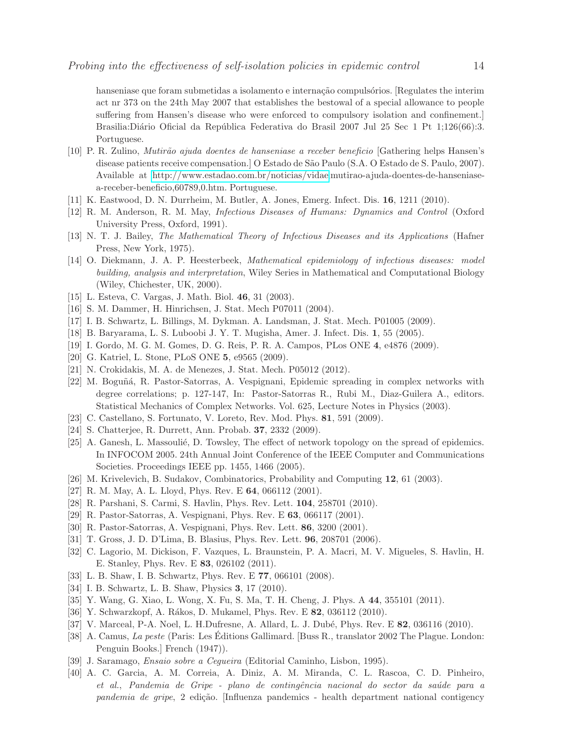hanseniase que foram submetidas a isolamento e internação compulsórios. [Regulates the interim act nr 373 on the 24th May 2007 that establishes the bestowal of a special allowance to people suffering from Hansen's disease who were enforced to compulsory isolation and confinement.] Brasilia:Diário Oficial da República Federativa do Brasil 2007 Jul 25 Sec 1 Pt 1;126(66):3. Portuguese.

[10] P. R. Zulino, *Mutirão ajuda doentes de hanseniase a receber beneficio* [Gathering helps Hansen's disease patients receive compensation.] O Estado de São Paulo (S.A. O Estado de S. Paulo, 2007). Available at http://www.estadao.com.br/noticias/vidae mutirao-ajuda-doentes-de-hanseniase-a-receber-beneficio,60789,0.htm. Portuguese.

[11] K. Eastwood, D. N. Durrheim, M. Butler, A. Jones, Emerg. Infect. Dis. **16**, 1211 (2010).

[12] R. M. Anderson, R. M. May, *Infectious Diseases of Humans: Dynamics and Control* (Oxford University Press, Oxford, 1991).

[13] N. T. J. Bailey, *The Mathematical Theory of Infectious Diseases and its Applications* (Hafner Press, New York, 1975).

[14] O. Diekmann, J. A. P. Heesterbeek, *Mathematical epidemiology of infectious diseases: model building, analysis and interpretation*, Wiley Series in Mathematical and Computational Biology (Wiley, Chichester, UK, 2000).

[15] L. Esteva, C. Vargas, J. Math. Biol. **46**, 31 (2003).

[16] S. M. Dammer, H. Hinrichsen, J. Stat. Mech P07011 (2004).

[17] I. B. Schwartz, L. Billings, M. Dykman. A. Landsman, J. Stat. Mech. P01005 (2009).

[18] B. Baryarama, L. S. Luboobi J. Y. T. Mugisha, Amer. J. Infect. Dis. **1**, 55 (2005).

[19] I. Gordo, M. G. M. Gomes, D. G. Reis, P. R. A. Campos, PLos ONE **4**, e4876 (2009).

[20] G. Katriel, L. Stone, PLoS ONE **5**, e9565 (2009).

[21] N. Crokidakis, M. A. de Menezes, J. Stat. Mech. P05012 (2012).

[22] M. Boguñá, R. Pastor-Satorras, A. Vespignani, Epidemic spreading in complex networks with degree correlations; p. 127-147, In: Pastor-Satorras R., Rubi M., Diaz-Guilera A., editors. Statistical Mechanics of Complex Networks. Vol. 625, Lecture Notes in Physics (2003).

[23] C. Castellano, S. Fortunato, V. Loreto, Rev. Mod. Phys. **81**, 591 (2009).

[24] S. Chatterjee, R. Durrett, Ann. Probab. **37**, 2332 (2009).

[25] A. Ganesh, L. Massoulié, D. Towsley, The effect of network topology on the spread of epidemics. In INFOCOM 2005. 24th Annual Joint Conference of the IEEE Computer and Communications Societies. Proceedings IEEE pp. 1455, 1466 (2005).

[26] M. Krivelevich, B. Sudakov, Combinatorics, Probability and Computing **12**, 61 (2003).

[27] R. M. May, A. L. Lloyd, Phys. Rev. E **64**, 066112 (2001).

[28] R. Parshani, S. Carmi, S. Havlin, Phys. Rev. Lett. **104**, 258701 (2010).

[29] R. Pastor-Satorras, A. Vespignani, Phys. Rev. E **63**, 066117 (2001).

[30] R. Pastor-Satorras, A. Vespignani, Phys. Rev. Lett. **86**, 3200 (2001).

[31] T. Gross, J. D. D'Lima, B. Blasius, Phys. Rev. Lett. **96**, 208701 (2006).

[32] C. Lagorio, M. Dickison, F. Vazques, L. Braunstein, P. A. Macri, M. V. Migueles, S. Havlin, H. E. Stanley, Phys. Rev. E **83**, 026102 (2011).

[33] L. B. Shaw, I. B. Schwartz, Phys. Rev. E **77**, 066101 (2008).

[34] I. B. Schwartz, L. B. Shaw, Physics **3**, 17 (2010).

[35] Y. Wang, G. Xiao, L. Wong, X. Fu, S. Ma, T. H. Cheng, J. Phys. A **44**, 355101 (2011).

[36] Y. Schwarzkopf, A. Rákos, D. Mukamel, Phys. Rev. E **82**, 036112 (2010).

[37] V. Marceal, P-A. Noel, L. H.Dufresne, A. Allard, L. J. Dubé, Phys. Rev. E **82**, 036116 (2010).

[38] A. Camus, *La peste* (Paris: Les Éditions Gallimard. [Buss R., translator 2002 The Plague. London: Penguin Books.] French (1947)).

[39] J. Saramago, *Ensaio sobre a Cegueira* (Editorial Caminho, Lisbon, 1995).

[40] A. C. Garcia, A. M. Correia, A. Diniz, A. M. Miranda, C. L. Rascoa, C. D. Pinheiro, *et al.*, *Pandemia de Gripe - plano de contingência nacional do sector da saúde para a pandemia de gripe*, 2 edição. [Influenza pandemics - health department national contigency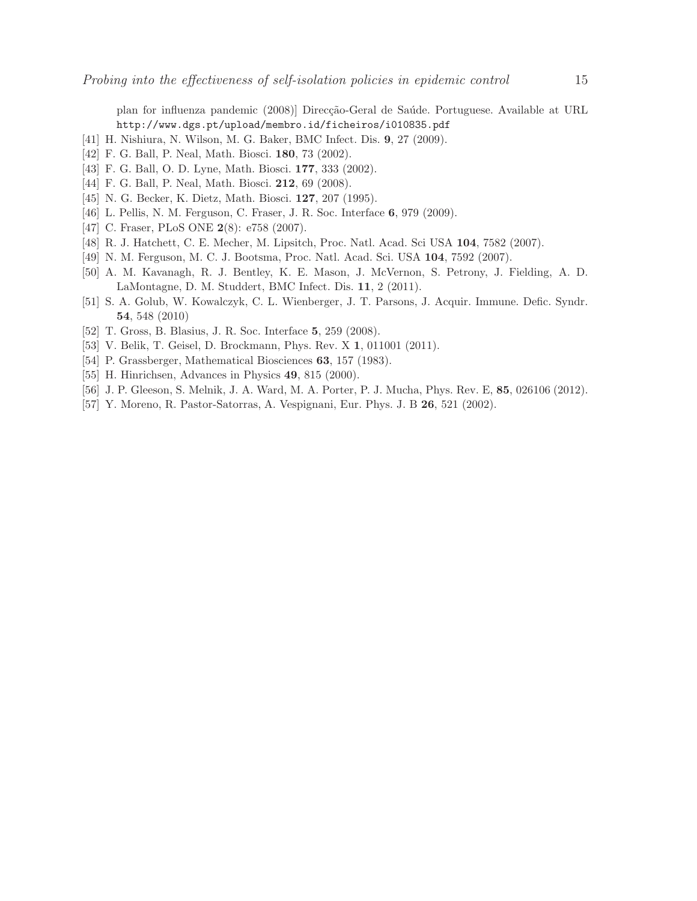plan for influenza pandemic (2008)] Direcção-Geral de Saúde. Portuguese. Available at URL http://www.dgs.pt/upload/membro.id/ficheiros/i010835.pdf

- [41] H. Nishiura, N. Wilson, M. G. Baker, BMC Infect. Dis. **9**, 27 (2009).
- [42] F. G. Ball, P. Neal, Math. Biosci. **180**, 73 (2002).
- [43] F. G. Ball, O. D. Lyne, Math. Biosci. **177**, 333 (2002).
- [44] F. G. Ball, P. Neal, Math. Biosci. **212**, 69 (2008).
- [45] N. G. Becker, K. Dietz, Math. Biosci. **127**, 207 (1995).
- [46] L. Pellis, N. M. Ferguson, C. Fraser, J. R. Soc. Interface **6**, 979 (2009).
- [47] C. Fraser, PLoS ONE **2**(8): e758 (2007).
- [48] R. J. Hatchett, C. E. Mecher, M. Lipsitch, Proc. Natl. Acad. Sci USA **104**, 7582 (2007).
- [49] N. M. Ferguson, M. C. J. Bootsma, Proc. Natl. Acad. Sci. USA **104**, 7592 (2007).
- [50] A. M. Kavanagh, R. J. Bentley, K. E. Mason, J. McVernon, S. Petrony, J. Fielding, A. D. LaMontagne, D. M. Studdert, BMC Infect. Dis. **11**, 2 (2011).
- [51] S. A. Golub, W. Kowalczyk, C. L. Wienberger, J. T. Parsons, J. Acquir. Immune. Defic. Syndr. **54**, 548 (2010)
- [52] T. Gross, B. Blasius, J. R. Soc. Interface **5**, 259 (2008).
- [53] V. Belik, T. Geisel, D. Brockmann, Phys. Rev. X **1**, 011001 (2011).
- [54] P. Grassberger, Mathematical Biosciences **63**, 157 (1983).
- [55] H. Hinrichsen, Advances in Physics **49**, 815 (2000).
- [56] J. P. Gleeson, S. Melnik, J. A. Ward, M. A. Porter, P. J. Mucha, Phys. Rev. E, **85**, 026106 (2012).
- [57] Y. Moreno, R. Pastor-Satorras, A. Vespignani, Eur. Phys. J. B **26**, 521 (2002).